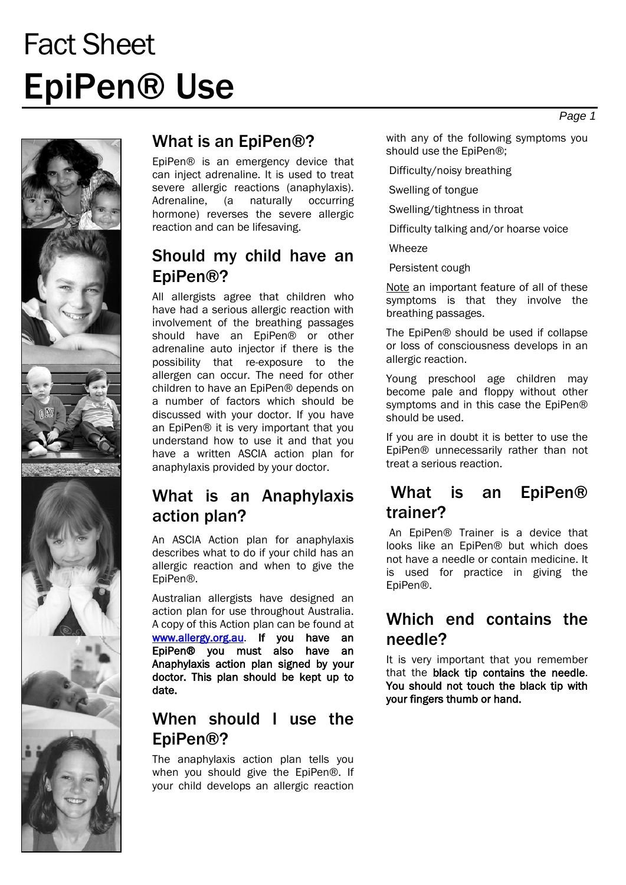# Fact Sheet

# EpiPen® Use

## What is an EpiPen®?

EpiPen® is an emergency device that can inject adrenaline. It is used to treat severe allergic reactions (anaphylaxis). Adrenaline, (a naturally occurring hormone) reverses the severe allergic reaction and can be lifesaving.

## Should my child have an EpiPen®?

All allergists agree that children who have had a serious allergic reaction with involvement of the breathing passages should have an EpiPen® or other adrenaline auto injector if there is the possibility that re-exposure to the allergen can occur. The need for other children to have an EpiPen® depends on a number of factors which should be discussed with your doctor. If you have an EpiPen® it is very important that you understand how to use it and that you have a written ASCIA action plan for anaphylaxis provided by your doctor.

## What is an Anaphylaxis action plan?

An ASCIA Action plan for anaphylaxis describes what to do if your child has an allergic reaction and when to give the EpiPen®.

Australian allergists have designed an action plan for use throughout Australia. A copy of this Action plan can be found at [www.allergy.org.au](http://www.allergy.org.au). **If you have an EpiPen® you must also have an Anaphylaxis action plan signed by your doctor. This plan should be kept up to date.**

## When should I use the EpiPen®?

The anaphylaxis action plan tells you when you should give the EpiPen®. If your child develops an allergic reaction with any of the following symptoms you should use the EpiPen®;

- Difficulty/noisy breathing
- Swelling of tongue
- Swelling/tightness in throat
- Difficulty talking and/or hoarse voice
- Wheeze
- Persistent cough

Note an important feature of all of these symptoms is that they involve the breathing passages.

The EpiPen® should be used if collapse or loss of consciousness develops in an allergic reaction.

Young preschool age children may become pale and floppy without other symptoms and in this case the EpiPen® should be used.

If you are in doubt it is better to use the EpiPen® unnecessarily rather than not treat a serious reaction.

## What is an EpiPen® trainer?

An EpiPen® Trainer is a device that looks like an EpiPen® but which does not have a needle or contain medicine. It is used for practice in giving the EpiPen®.

## Which end contains the needle?

It is very important that you remember that the **black tip contains the needle. You should not touch the black tip with your fingers thumb or hand.**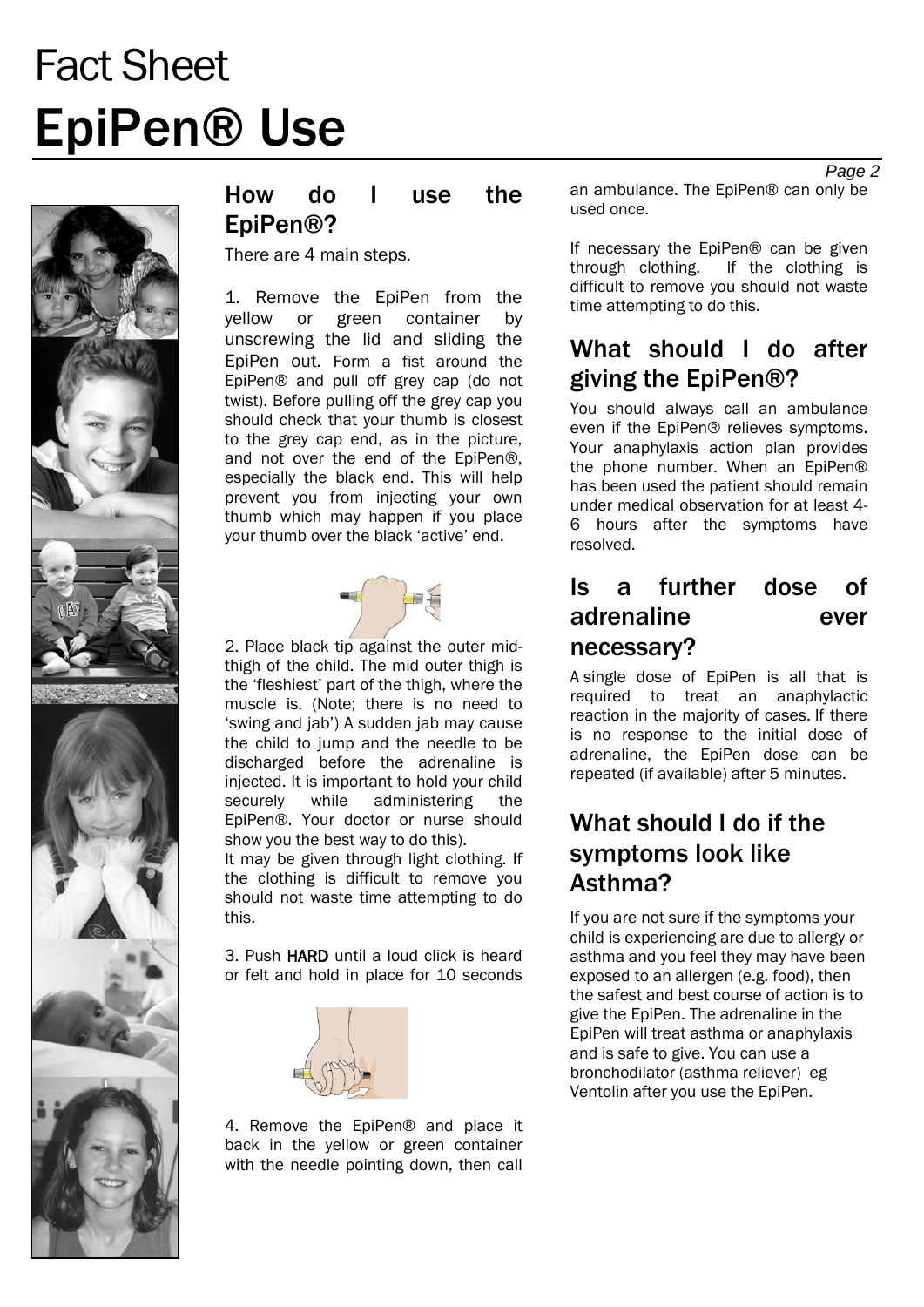# Fact Sheet
# EpiPen® Use

## How do I use the EpiPen®?

There are 4 main steps.

1. Remove the EpiPen from the yellow or green container by unscrewing the lid and sliding the EpiPen out. Form a fist around the EpiPen® and pull off grey cap (do not twist). Before pulling off the grey cap you should check that your thumb is closest to the grey cap end, as in the picture, and not over the end of the EpiPen®, especially the black end. This will help prevent you from injecting your own thumb which may happen if you place your thumb over the black 'active' end.

2. Place black tip against the outer mid-thigh of the child. The mid outer thigh is the 'fleshiest' part of the thigh, where the muscle is. (Note; there is no need to 'swing and jab') A sudden jab may cause the child to jump and the needle to be discharged before the adrenaline is injected. It is important to hold your child securely while administering the EpiPen®. Your doctor or nurse should show you the best way to do this).
It may be given through light clothing. If the clothing is difficult to remove you should not waste time attempting to do this.

3. Push **HARD** until a loud click is heard or felt and hold in place for 10 seconds

4. Remove the EpiPen® and place it back in the yellow or green container with the needle pointing down, then call an ambulance. The EpiPen® can only be used once.

If necessary the EpiPen® can be given through clothing. If the clothing is difficult to remove you should not waste time attempting to do this.

## What should I do after giving the EpiPen®?

You should always call an ambulance even if the EpiPen® relieves symptoms. Your anaphylaxis action plan provides the phone number. When an EpiPen® has been used the patient should remain under medical observation for at least 4-6 hours after the symptoms have resolved.

## Is a further dose of adrenaline ever necessary?

A single dose of EpiPen is all that is required to treat an anaphylactic reaction in the majority of cases. If there is no response to the initial dose of adrenaline, the EpiPen dose can be repeated (if available) after 5 minutes.

## What should I do if the symptoms look like Asthma?

If you are not sure if the symptoms your child is experiencing are due to allergy or asthma and you feel they may have been exposed to an allergen (e.g. food), then the safest and best course of action is to give the EpiPen. The adrenaline in the EpiPen will treat asthma or anaphylaxis and is safe to give. You can use a bronchodilator (asthma reliever) eg Ventolin after you use the EpiPen.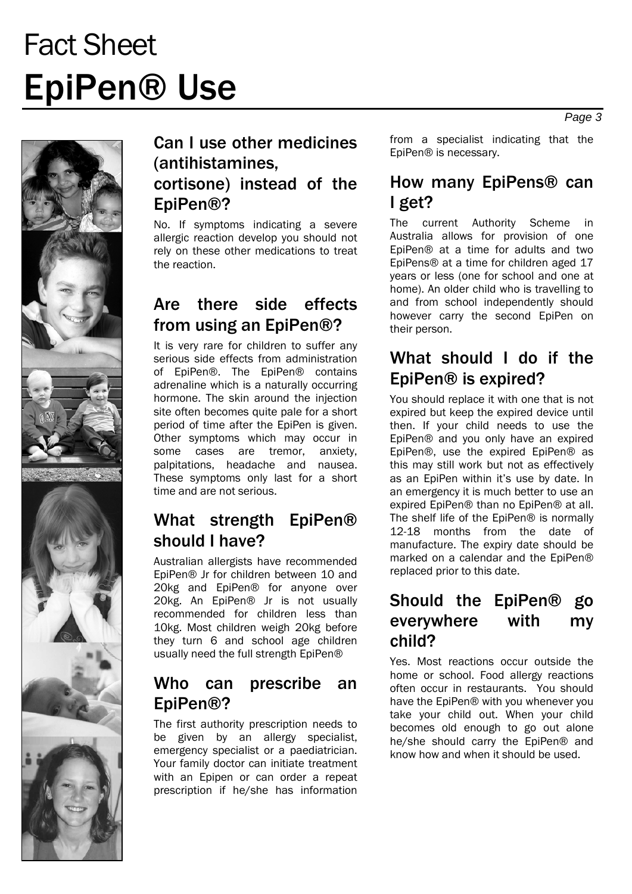# Fact Sheet
# EpiPen® Use

## Can I use other medicines (antihistamines, cortisone) instead of the EpiPen®?

No. If symptoms indicating a severe allergic reaction develop you should not rely on these other medications to treat the reaction.

## Are there side effects from using an EpiPen®?

It is very rare for children to suffer any serious side effects from administration of EpiPen®. The EpiPen® contains adrenaline which is a naturally occurring hormone. The skin around the injection site often becomes quite pale for a short period of time after the EpiPen is given. Other symptoms which may occur in some cases are tremor, anxiety, palpitations, headache and nausea. These symptoms only last for a short time and are not serious.

## What strength EpiPen® should I have?

Australian allergists have recommended EpiPen® Jr for children between 10 and 20kg and EpiPen® for anyone over 20kg. An EpiPen® Jr is not usually recommended for children less than 10kg. Most children weigh 20kg before they turn 6 and school age children usually need the full strength EpiPen®

## Who can prescribe an EpiPen®?

The first authority prescription needs to be given by an allergy specialist, emergency specialist or a paediatrician. Your family doctor can initiate treatment with an Epipen or can order a repeat prescription if he/she has information from a specialist indicating that the EpiPen® is necessary.

## How many EpiPens® can I get?

The current Authority Scheme in Australia allows for provision of one EpiPen® at a time for adults and two EpiPens® at a time for children aged 17 years or less (one for school and one at home). An older child who is travelling to and from school independently should however carry the second EpiPen on their person.

## What should I do if the EpiPen® is expired?

You should replace it with one that is not expired but keep the expired device until then. If your child needs to use the EpiPen® and you only have an expired EpiPen®, use the expired EpiPen® as this may still work but not as effectively as an EpiPen within it's use by date. In an emergency it is much better to use an expired EpiPen® than no EpiPen® at all. The shelf life of the EpiPen® is normally 12-18 months from the date of manufacture. The expiry date should be marked on a calendar and the EpiPen® replaced prior to this date.

## Should the EpiPen® go everywhere with my child?

Yes. Most reactions occur outside the home or school. Food allergy reactions often occur in restaurants. You should have the EpiPen® with you whenever you take your child out. When your child becomes old enough to go out alone he/she should carry the EpiPen® and know how and when it should be used.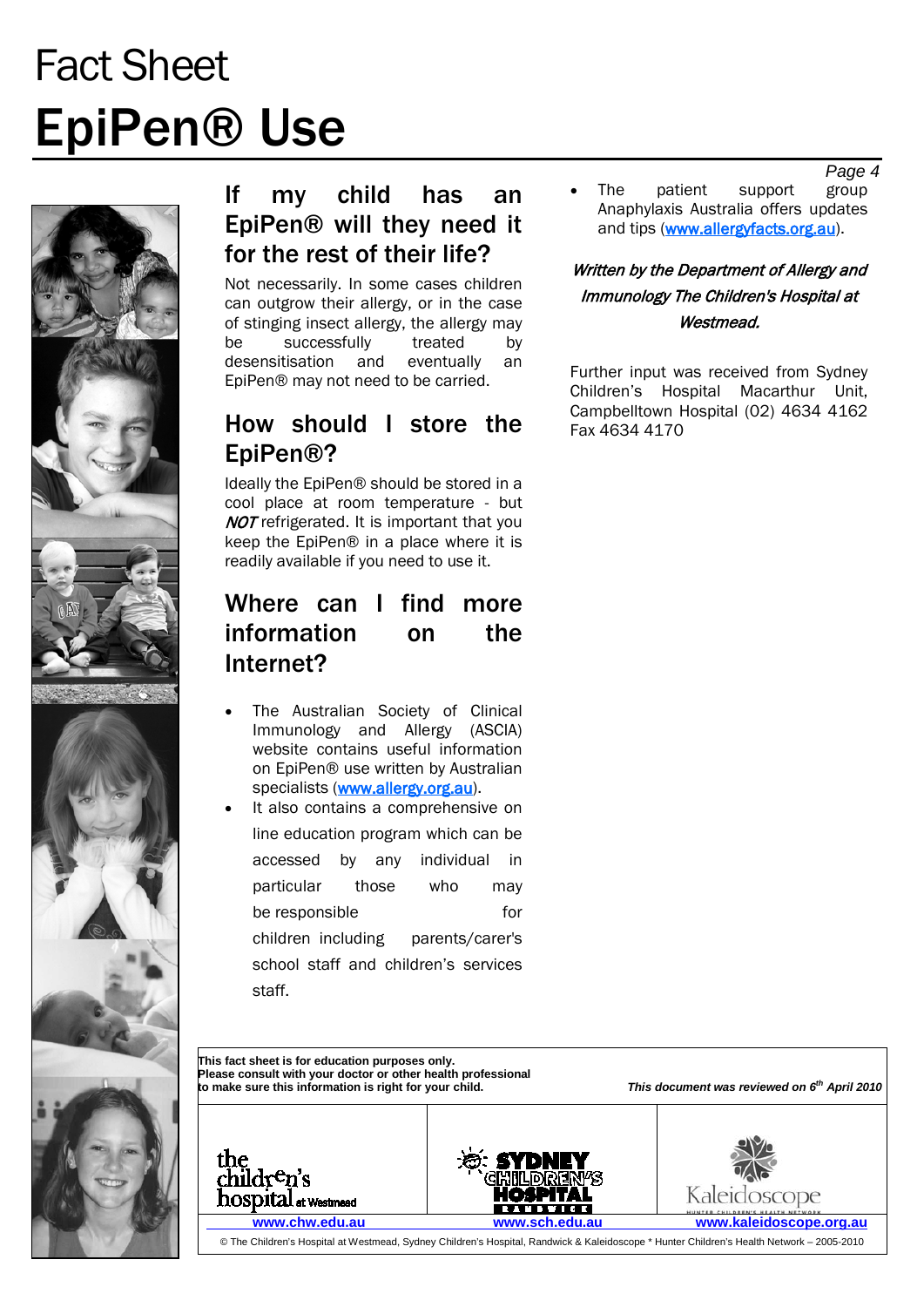# Fact Sheet

# EpiPen® Use

## If my child has an EpiPen® will they need it for the rest of their life?

Not necessarily. In some cases children can outgrow their allergy, or in the case of stinging insect allergy, the allergy may be successfully treated by desensitisation and eventually an EpiPen® may not need to be carried.

## How should I store the EpiPen®?

Ideally the EpiPen® should be stored in a cool place at room temperature - but *NOT* refrigerated. It is important that you keep the EpiPen® in a place where it is readily available if you need to use it.

## Where can I find more information on the Internet?

- The Australian Society of Clinical Immunology and Allergy (ASCIA) website contains useful information on EpiPen® use written by Australian specialists (www.allergy.org.au).
- It also contains a comprehensive on line education program which can be accessed by any individual in particular those who may be responsible for children including parents/carer's school staff and children's services staff.
- The patient support group Anaphylaxis Australia offers updates and tips (www.allergyfacts.org.au).

*Written by the Department of Allergy and Immunology The Children's Hospital at Westmead.*

Further input was received from Sydney Children's Hospital Macarthur Unit, Campbelltown Hospital (02) 4634 4162 Fax 4634 4170

**This fact sheet is for education purposes only.**
**Please consult with your doctor or other health professional to make sure this information is right for your child.**

***This document was reviewed on 6th April 2010***

www.chw.edu.au | www.sch.edu.au | www.kaleidoscope.org.au

© The Children's Hospital at Westmead, Sydney Children's Hospital, Randwick & Kaleidoscope * Hunter Children's Health Network – 2005-2010